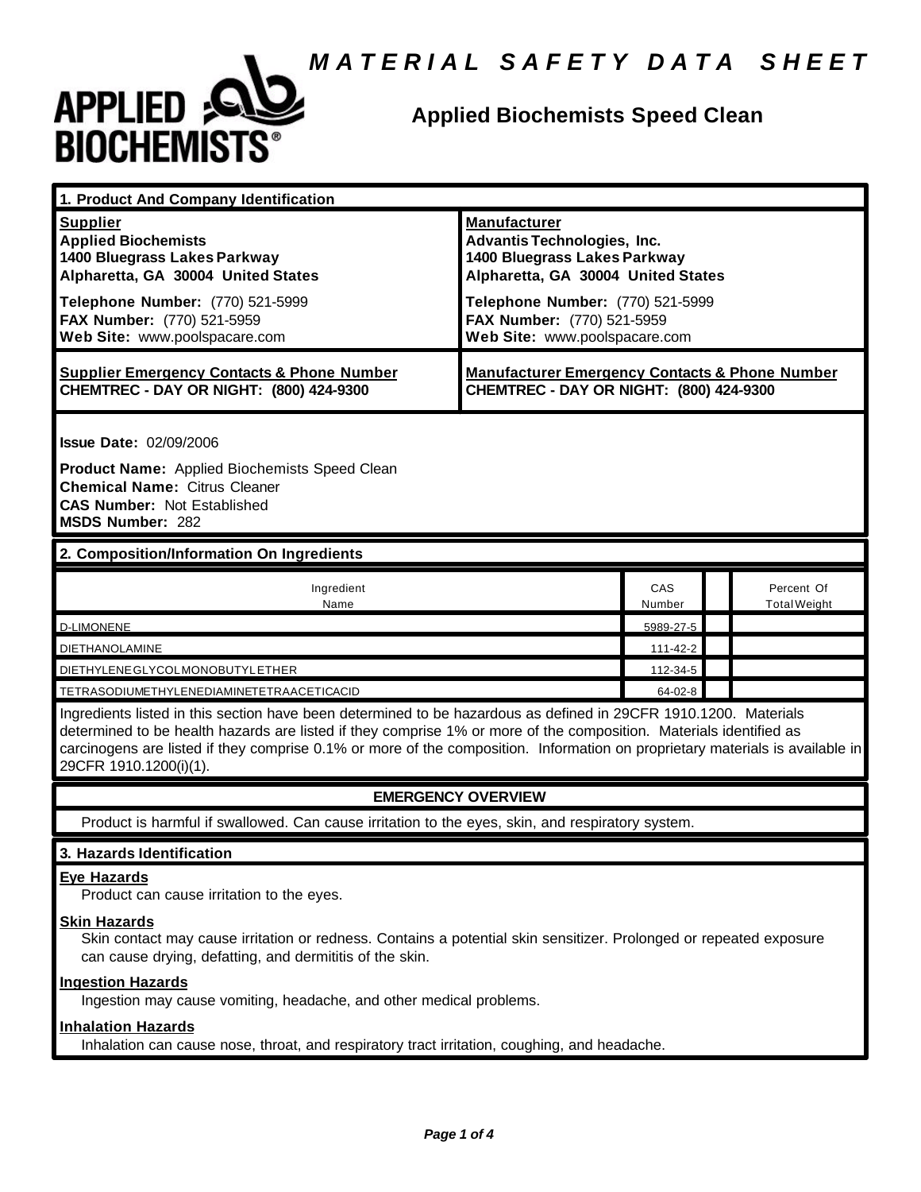# MATERIAL SAFETY DATA SHEET

**APPLIED BIOCHEMISTS®**

## Applied Biochemists Speed Clean

### 1. Product And Company Identification

**Supplier**
**Applied Biochemists**
**1400 Bluegrass Lakes Parkway**
**Alpharetta, GA 30004 United States**

**Telephone Number:** (770) 521-5999
**FAX Number:** (770) 521-5959
**Web Site:** www.poolspacare.com

**Manufacturer**
**Advantis Technologies, Inc.**
**1400 Bluegrass Lakes Parkway**
**Alpharetta, GA 30004 United States**

**Telephone Number:** (770) 521-5999
**FAX Number:** (770) 521-5959
**Web Site:** www.poolspacare.com

**Supplier Emergency Contacts & Phone Number**
**CHEMTREC - DAY OR NIGHT: (800) 424-9300**

**Manufacturer Emergency Contacts & Phone Number**
**CHEMTREC - DAY OR NIGHT: (800) 424-9300**

**Issue Date:** 02/09/2006

**Product Name:** Applied Biochemists Speed Clean
**Chemical Name:** Citrus Cleaner
**CAS Number:** Not Established
**MSDS Number:** 282

### 2. Composition/Information On Ingredients

| Ingredient Name | CAS Number | | Percent Of Total Weight |
|---|---|---|---|
| D-LIMONENE | 5989-27-5 | | |
| DIETHANOLAMINE | 111-42-2 | | |
| DIETHYLENEGLYCOLMONOBUTYLETHER | 112-34-5 | | |
| TETRASODIUMETHYLENEDIAMINETETRAACETICACID | 64-02-8 | | |

Ingredients listed in this section have been determined to be hazardous as defined in 29CFR 1910.1200. Materials determined to be health hazards are listed if they comprise 1% or more of the composition. Materials identified as carcinogens are listed if they comprise 0.1% or more of the composition. Information on proprietary materials is available in 29CFR 1910.1200(i)(1).

**EMERGENCY OVERVIEW**

Product is harmful if swallowed. Can cause irritation to the eyes, skin, and respiratory system.

### 3. Hazards Identification

**Eye Hazards**
Product can cause irritation to the eyes.

**Skin Hazards**
Skin contact may cause irritation or redness. Contains a potential skin sensitizer. Prolonged or repeated exposure can cause drying, defatting, and dermititis of the skin.

**Ingestion Hazards**
Ingestion may cause vomiting, headache, and other medical problems.

**Inhalation Hazards**
Inhalation can cause nose, throat, and respiratory tract irritation, coughing, and headache.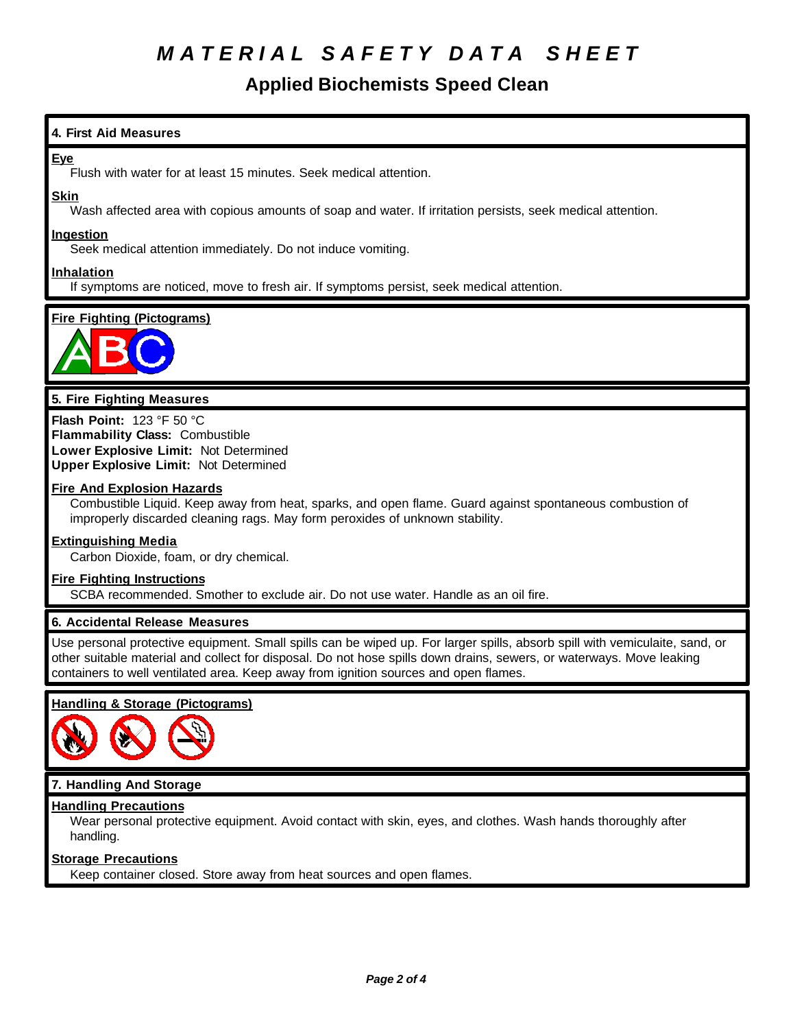# MATERIAL SAFETY DATA SHEET

## Applied Biochemists Speed Clean

### 4. First Aid Measures

**Eye**

Flush with water for at least 15 minutes. Seek medical attention.

**Skin**

Wash affected area with copious amounts of soap and water. If irritation persists, seek medical attention.

**Ingestion**

Seek medical attention immediately. Do not induce vomiting.

**Inhalation**

If symptoms are noticed, move to fresh air. If symptoms persist, seek medical attention.

**Fire Fighting (Pictograms)**

### 5. Fire Fighting Measures

**Flash Point:** 123 °F 50 °C
**Flammability Class:** Combustible
**Lower Explosive Limit:** Not Determined
**Upper Explosive Limit:** Not Determined

**Fire And Explosion Hazards**

Combustible Liquid. Keep away from heat, sparks, and open flame. Guard against spontaneous combustion of improperly discarded cleaning rags. May form peroxides of unknown stability.

**Extinguishing Media**

Carbon Dioxide, foam, or dry chemical.

**Fire Fighting Instructions**

SCBA recommended. Smother to exclude air. Do not use water. Handle as an oil fire.

### 6. Accidental Release Measures

Use personal protective equipment. Small spills can be wiped up. For larger spills, absorb spill with vemiculaite, sand, or other suitable material and collect for disposal. Do not hose spills down drains, sewers, or waterways. Move leaking containers to well ventilated area. Keep away from ignition sources and open flames.

**Handling & Storage (Pictograms)**

### 7. Handling And Storage

**Handling Precautions**

Wear personal protective equipment. Avoid contact with skin, eyes, and clothes. Wash hands thoroughly after handling.

**Storage Precautions**

Keep container closed. Store away from heat sources and open flames.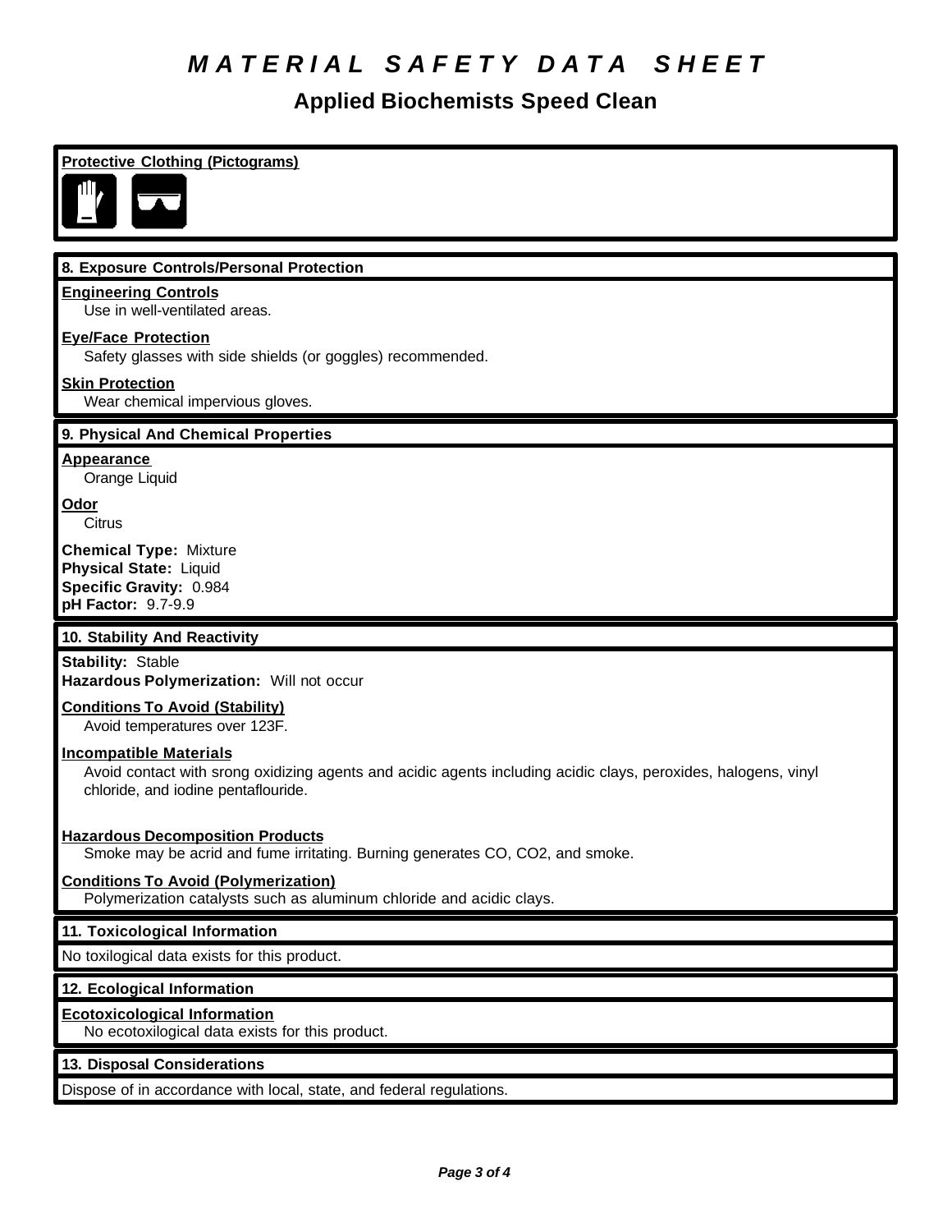# MATERIAL SAFETY DATA SHEET

## Applied Biochemists Speed Clean

**Protective Clothing (Pictograms)**

### 8. Exposure Controls/Personal Protection

**Engineering Controls**
Use in well-ventilated areas.

**Eye/Face Protection**
Safety glasses with side shields (or goggles) recommended.

**Skin Protection**
Wear chemical impervious gloves.

### 9. Physical And Chemical Properties

**Appearance**
Orange Liquid

**Odor**
Citrus

**Chemical Type:** Mixture
**Physical State:** Liquid
**Specific Gravity:** 0.984
**pH Factor:** 9.7-9.9

### 10. Stability And Reactivity

**Stability:** Stable
**Hazardous Polymerization:** Will not occur

**Conditions To Avoid (Stability)**
Avoid temperatures over 123F.

**Incompatible Materials**
Avoid contact with srong oxidizing agents and acidic agents including acidic clays, peroxides, halogens, vinyl chloride, and iodine pentaflouride.

**Hazardous Decomposition Products**
Smoke may be acrid and fume irritating. Burning generates CO, $CO_2$, and smoke.

**Conditions To Avoid (Polymerization)**
Polymerization catalysts such as aluminum chloride and acidic clays.

### 11. Toxicological Information

No toxilogical data exists for this product.

### 12. Ecological Information

**Ecotoxicological Information**
No ecotoxilogical data exists for this product.

### 13. Disposal Considerations

Dispose of in accordance with local, state, and federal regulations.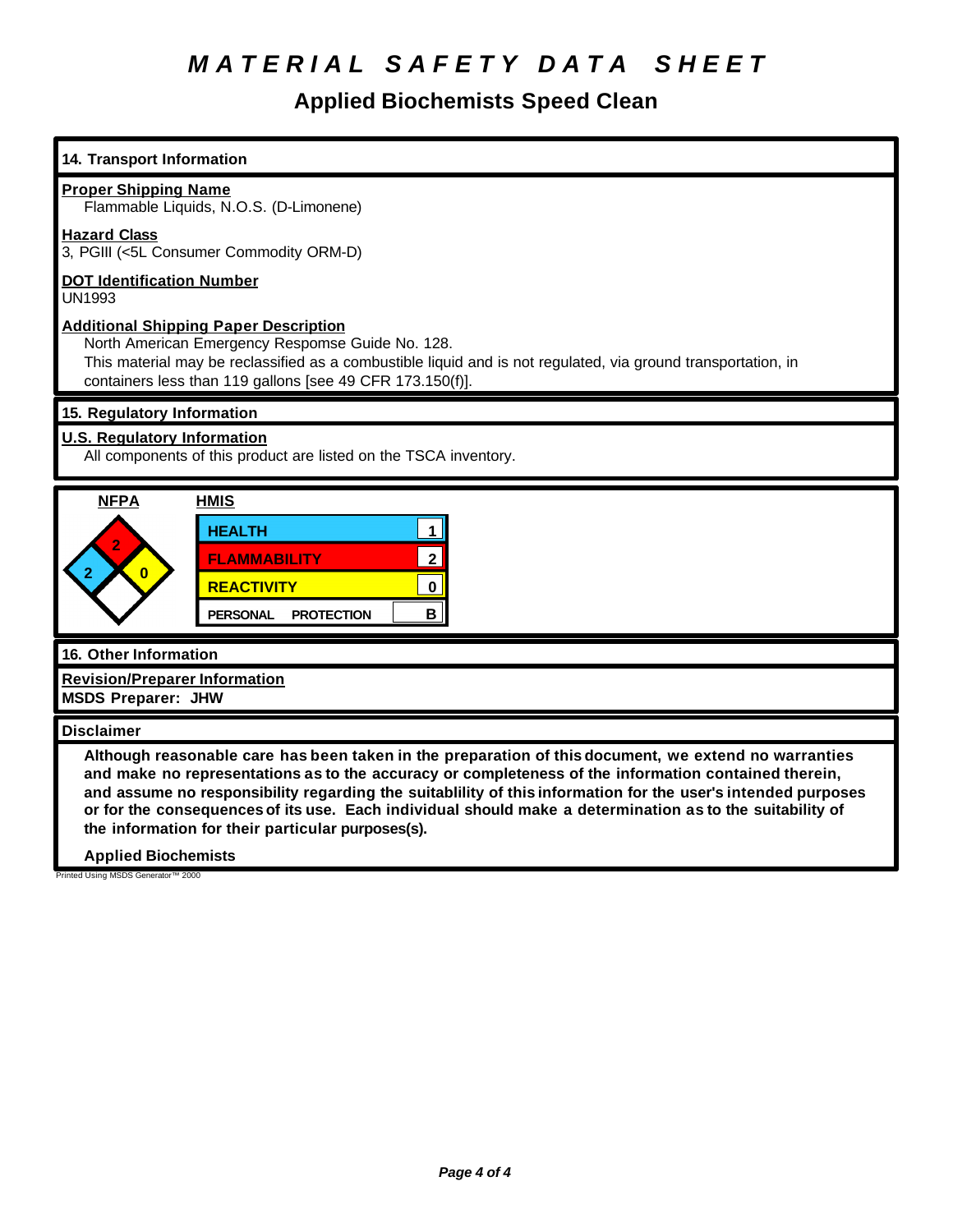# MATERIAL SAFETY DATA SHEET

## Applied Biochemists Speed Clean

### 14. Transport Information

**Proper Shipping Name**

Flammable Liquids, N.O.S. (D-Limonene)

**Hazard Class**

3, PGIII (<5L Consumer Commodity ORM-D)

**DOT Identification Number**

UN1993

**Additional Shipping Paper Description**

North American Emergency Respomse Guide No. 128.

This material may be reclassified as a combustible liquid and is not regulated, via ground transportation, in containers less than 119 gallons [see 49 CFR 173.150(f)].

### 15. Regulatory Information

**U.S. Regulatory Information**

All components of this product are listed on the TSCA inventory.

**NFPA**

2
2
0

**HMIS**

| | |
|---|---|
| HEALTH | 1 |
| FLAMMABILITY | 2 |
| REACTIVITY | 0 |
| PERSONAL PROTECTION | B |

### 16. Other Information

**Revision/Preparer Information**

**MSDS Preparer: JHW**

### Disclaimer

**Although reasonable care has been taken in the preparation of this document, we extend no warranties and make no representations as to the accuracy or completeness of the information contained therein, and assume no responsibility regarding the suitablility of this information for the user's intended purposes or for the consequences of its use. Each individual should make a determination as to the suitability of the information for their particular purposes(s).**

**Applied Biochemists**

Printed Using MSDS Generator™ 2000